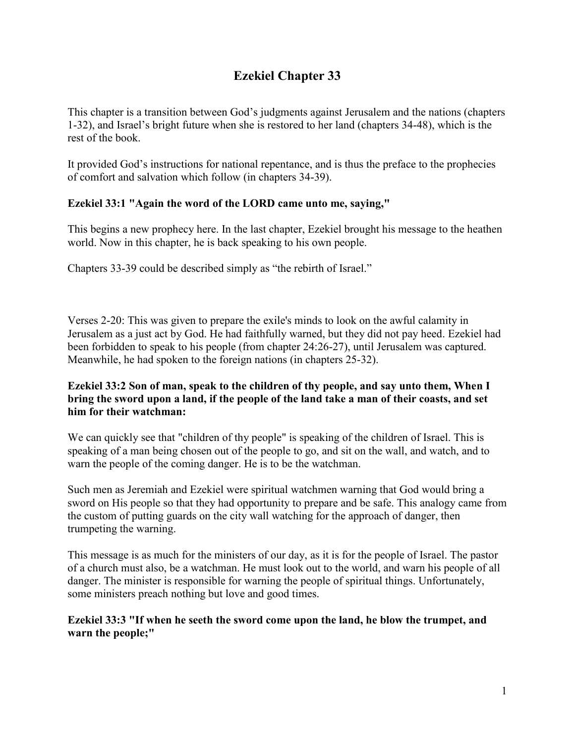# Ezekiel Chapter 33

This chapter is a transition between God's judgments against Jerusalem and the nations (chapters 1-32), and Israel's bright future when she is restored to her land (chapters 34-48), which is the rest of the book.

It provided God's instructions for national repentance, and is thus the preface to the prophecies of comfort and salvation which follow (in chapters 34-39).

**Ezekiel 33:1 "Again the word of the LORD came unto me, saying,"**

This begins a new prophecy here. In the last chapter, Ezekiel brought his message to the heathen world. Now in this chapter, he is back speaking to his own people.

Chapters 33-39 could be described simply as "the rebirth of Israel."

Verses 2-20: This was given to prepare the exile's minds to look on the awful calamity in Jerusalem as a just act by God. He had faithfully warned, but they did not pay heed. Ezekiel had been forbidden to speak to his people (from chapter 24:26-27), until Jerusalem was captured. Meanwhile, he had spoken to the foreign nations (in chapters 25-32).

**Ezekiel 33:2 Son of man, speak to the children of thy people, and say unto them, When I bring the sword upon a land, if the people of the land take a man of their coasts, and set him for their watchman:**

We can quickly see that "children of thy people" is speaking of the children of Israel. This is speaking of a man being chosen out of the people to go, and sit on the wall, and watch, and to warn the people of the coming danger. He is to be the watchman.

Such men as Jeremiah and Ezekiel were spiritual watchmen warning that God would bring a sword on His people so that they had opportunity to prepare and be safe. This analogy came from the custom of putting guards on the city wall watching for the approach of danger, then trumpeting the warning.

This message is as much for the ministers of our day, as it is for the people of Israel. The pastor of a church must also, be a watchman. He must look out to the world, and warn his people of all danger. The minister is responsible for warning the people of spiritual things. Unfortunately, some ministers preach nothing but love and good times.

**Ezekiel 33:3 "If when he seeth the sword come upon the land, he blow the trumpet, and warn the people;"**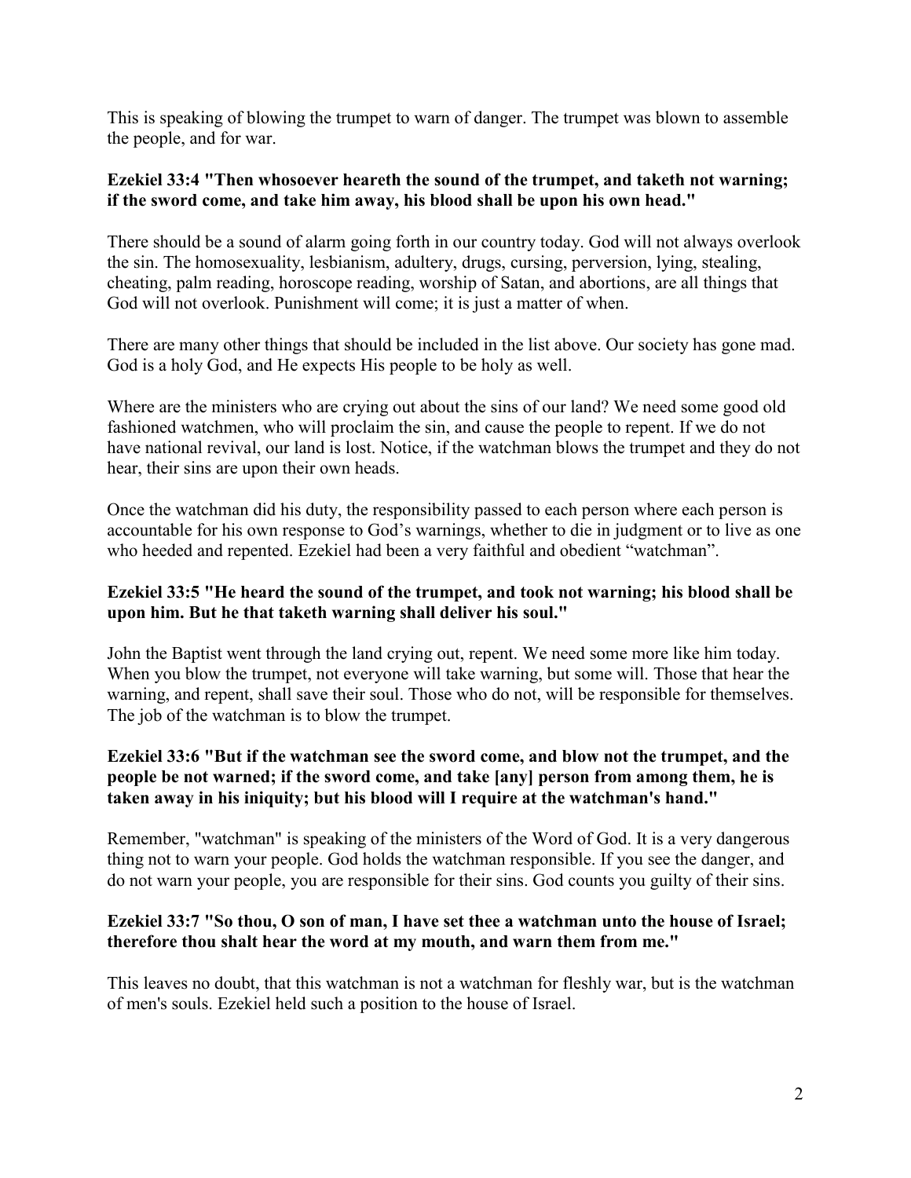This is speaking of blowing the trumpet to warn of danger. The trumpet was blown to assemble the people, and for war.

**Ezekiel 33:4 "Then whosoever heareth the sound of the trumpet, and taketh not warning; if the sword come, and take him away, his blood shall be upon his own head."**

There should be a sound of alarm going forth in our country today. God will not always overlook the sin. The homosexuality, lesbianism, adultery, drugs, cursing, perversion, lying, stealing, cheating, palm reading, horoscope reading, worship of Satan, and abortions, are all things that God will not overlook. Punishment will come; it is just a matter of when.

There are many other things that should be included in the list above. Our society has gone mad. God is a holy God, and He expects His people to be holy as well.

Where are the ministers who are crying out about the sins of our land? We need some good old fashioned watchmen, who will proclaim the sin, and cause the people to repent. If we do not have national revival, our land is lost. Notice, if the watchman blows the trumpet and they do not hear, their sins are upon their own heads.

Once the watchman did his duty, the responsibility passed to each person where each person is accountable for his own response to God's warnings, whether to die in judgment or to live as one who heeded and repented. Ezekiel had been a very faithful and obedient "watchman".

**Ezekiel 33:5 "He heard the sound of the trumpet, and took not warning; his blood shall be upon him. But he that taketh warning shall deliver his soul."**

John the Baptist went through the land crying out, repent. We need some more like him today. When you blow the trumpet, not everyone will take warning, but some will. Those that hear the warning, and repent, shall save their soul. Those who do not, will be responsible for themselves. The job of the watchman is to blow the trumpet.

**Ezekiel 33:6 "But if the watchman see the sword come, and blow not the trumpet, and the people be not warned; if the sword come, and take [any] person from among them, he is taken away in his iniquity; but his blood will I require at the watchman's hand."**

Remember, "watchman" is speaking of the ministers of the Word of God. It is a very dangerous thing not to warn your people. God holds the watchman responsible. If you see the danger, and do not warn your people, you are responsible for their sins. God counts you guilty of their sins.

**Ezekiel 33:7 "So thou, O son of man, I have set thee a watchman unto the house of Israel; therefore thou shalt hear the word at my mouth, and warn them from me."**

This leaves no doubt, that this watchman is not a watchman for fleshly war, but is the watchman of men's souls. Ezekiel held such a position to the house of Israel.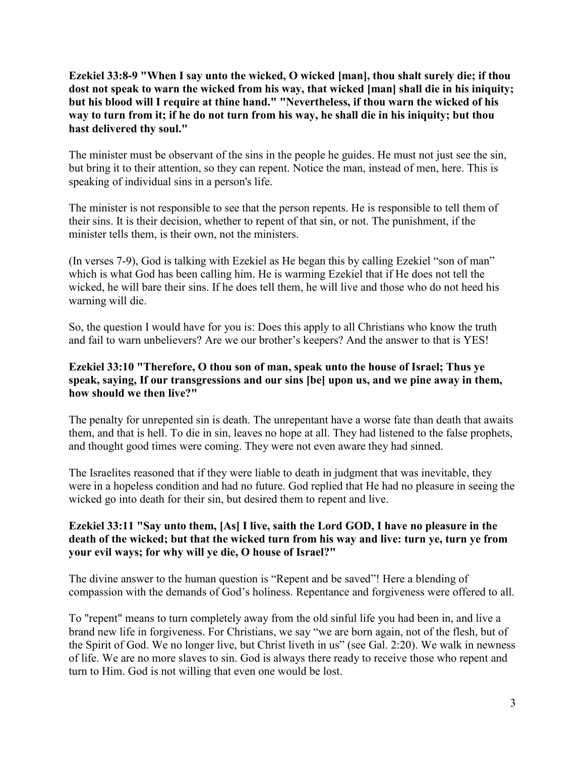**Ezekiel 33:8-9 "When I say unto the wicked, O wicked [man], thou shalt surely die; if thou dost not speak to warn the wicked from his way, that wicked [man] shall die in his iniquity; but his blood will I require at thine hand." "Nevertheless, if thou warn the wicked of his way to turn from it; if he do not turn from his way, he shall die in his iniquity; but thou hast delivered thy soul."**

The minister must be observant of the sins in the people he guides. He must not just see the sin, but bring it to their attention, so they can repent. Notice the man, instead of men, here. This is speaking of individual sins in a person's life.

The minister is not responsible to see that the person repents. He is responsible to tell them of their sins. It is their decision, whether to repent of that sin, or not. The punishment, if the minister tells them, is their own, not the ministers.

(In verses 7-9), God is talking with Ezekiel as He began this by calling Ezekiel "son of man" which is what God has been calling him. He is warming Ezekiel that if He does not tell the wicked, he will bare their sins. If he does tell them, he will live and those who do not heed his warning will die.

So, the question I would have for you is: Does this apply to all Christians who know the truth and fail to warn unbelievers? Are we our brother's keepers? And the answer to that is YES!

**Ezekiel 33:10 "Therefore, O thou son of man, speak unto the house of Israel; Thus ye speak, saying, If our transgressions and our sins [be] upon us, and we pine away in them, how should we then live?"**

The penalty for unrepented sin is death. The unrepentant have a worse fate than death that awaits them, and that is hell. To die in sin, leaves no hope at all. They had listened to the false prophets, and thought good times were coming. They were not even aware they had sinned.

The Israelites reasoned that if they were liable to death in judgment that was inevitable, they were in a hopeless condition and had no future. God replied that He had no pleasure in seeing the wicked go into death for their sin, but desired them to repent and live.

**Ezekiel 33:11 "Say unto them, [As] I live, saith the Lord GOD, I have no pleasure in the death of the wicked; but that the wicked turn from his way and live: turn ye, turn ye from your evil ways; for why will ye die, O house of Israel?"**

The divine answer to the human question is "Repent and be saved"! Here a blending of compassion with the demands of God's holiness. Repentance and forgiveness were offered to all.

To "repent" means to turn completely away from the old sinful life you had been in, and live a brand new life in forgiveness. For Christians, we say "we are born again, not of the flesh, but of the Spirit of God. We no longer live, but Christ liveth in us" (see Gal. 2:20). We walk in newness of life. We are no more slaves to sin. God is always there ready to receive those who repent and turn to Him. God is not willing that even one would be lost.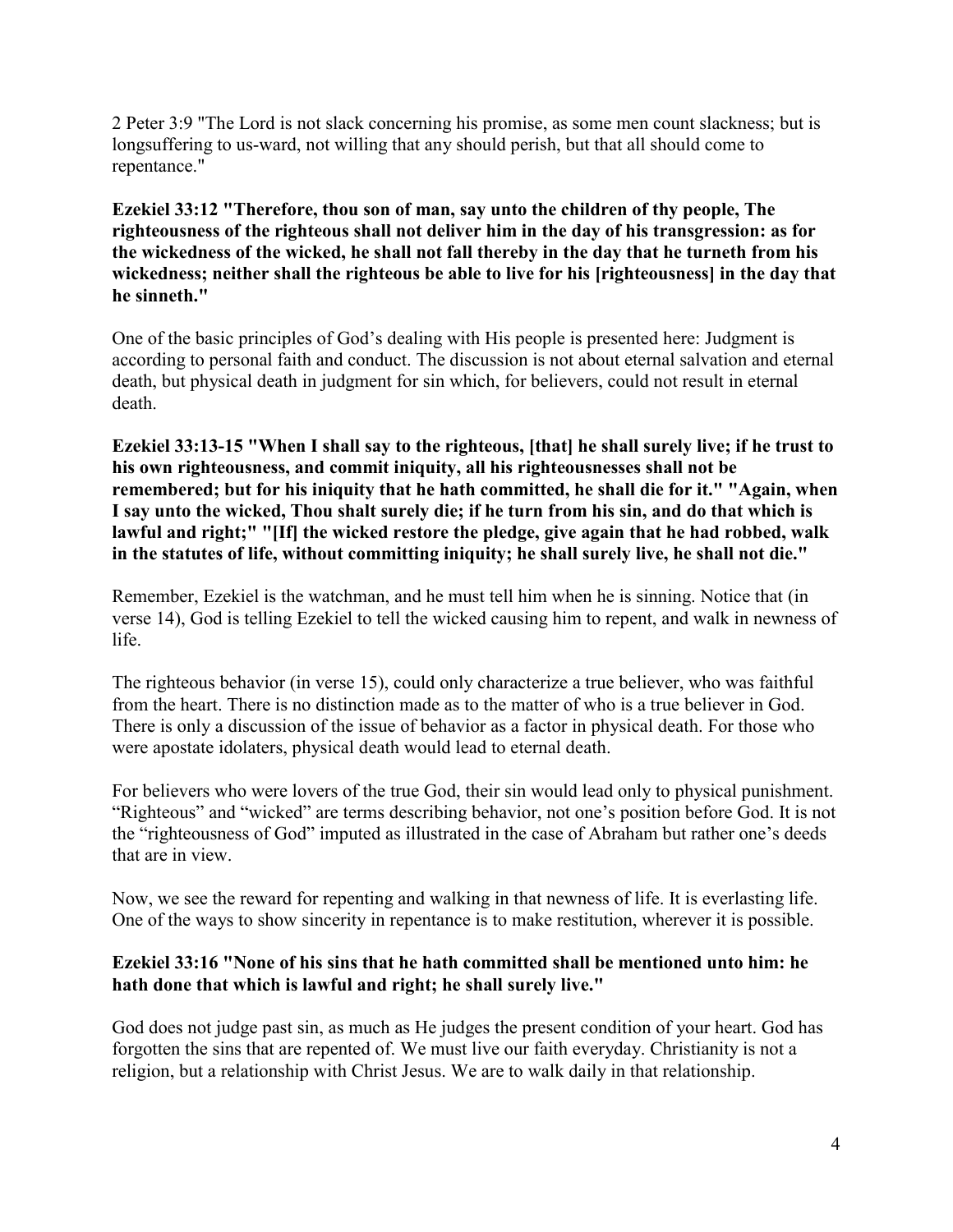2 Peter 3:9 "The Lord is not slack concerning his promise, as some men count slackness; but is longsuffering to us-ward, not willing that any should perish, but that all should come to repentance."

**Ezekiel 33:12 "Therefore, thou son of man, say unto the children of thy people, The righteousness of the righteous shall not deliver him in the day of his transgression: as for the wickedness of the wicked, he shall not fall thereby in the day that he turneth from his wickedness; neither shall the righteous be able to live for his [righteousness] in the day that he sinneth."**

One of the basic principles of God's dealing with His people is presented here: Judgment is according to personal faith and conduct. The discussion is not about eternal salvation and eternal death, but physical death in judgment for sin which, for believers, could not result in eternal death.

**Ezekiel 33:13-15 "When I shall say to the righteous, [that] he shall surely live; if he trust to his own righteousness, and commit iniquity, all his righteousnesses shall not be remembered; but for his iniquity that he hath committed, he shall die for it." "Again, when I say unto the wicked, Thou shalt surely die; if he turn from his sin, and do that which is lawful and right;" "[If] the wicked restore the pledge, give again that he had robbed, walk in the statutes of life, without committing iniquity; he shall surely live, he shall not die."**

Remember, Ezekiel is the watchman, and he must tell him when he is sinning. Notice that (in verse 14), God is telling Ezekiel to tell the wicked causing him to repent, and walk in newness of life.

The righteous behavior (in verse 15), could only characterize a true believer, who was faithful from the heart. There is no distinction made as to the matter of who is a true believer in God. There is only a discussion of the issue of behavior as a factor in physical death. For those who were apostate idolaters, physical death would lead to eternal death.

For believers who were lovers of the true God, their sin would lead only to physical punishment. "Righteous" and "wicked" are terms describing behavior, not one's position before God. It is not the "righteousness of God" imputed as illustrated in the case of Abraham but rather one's deeds that are in view.

Now, we see the reward for repenting and walking in that newness of life. It is everlasting life. One of the ways to show sincerity in repentance is to make restitution, wherever it is possible.

**Ezekiel 33:16 "None of his sins that he hath committed shall be mentioned unto him: he hath done that which is lawful and right; he shall surely live."**

God does not judge past sin, as much as He judges the present condition of your heart. God has forgotten the sins that are repented of. We must live our faith everyday. Christianity is not a religion, but a relationship with Christ Jesus. We are to walk daily in that relationship.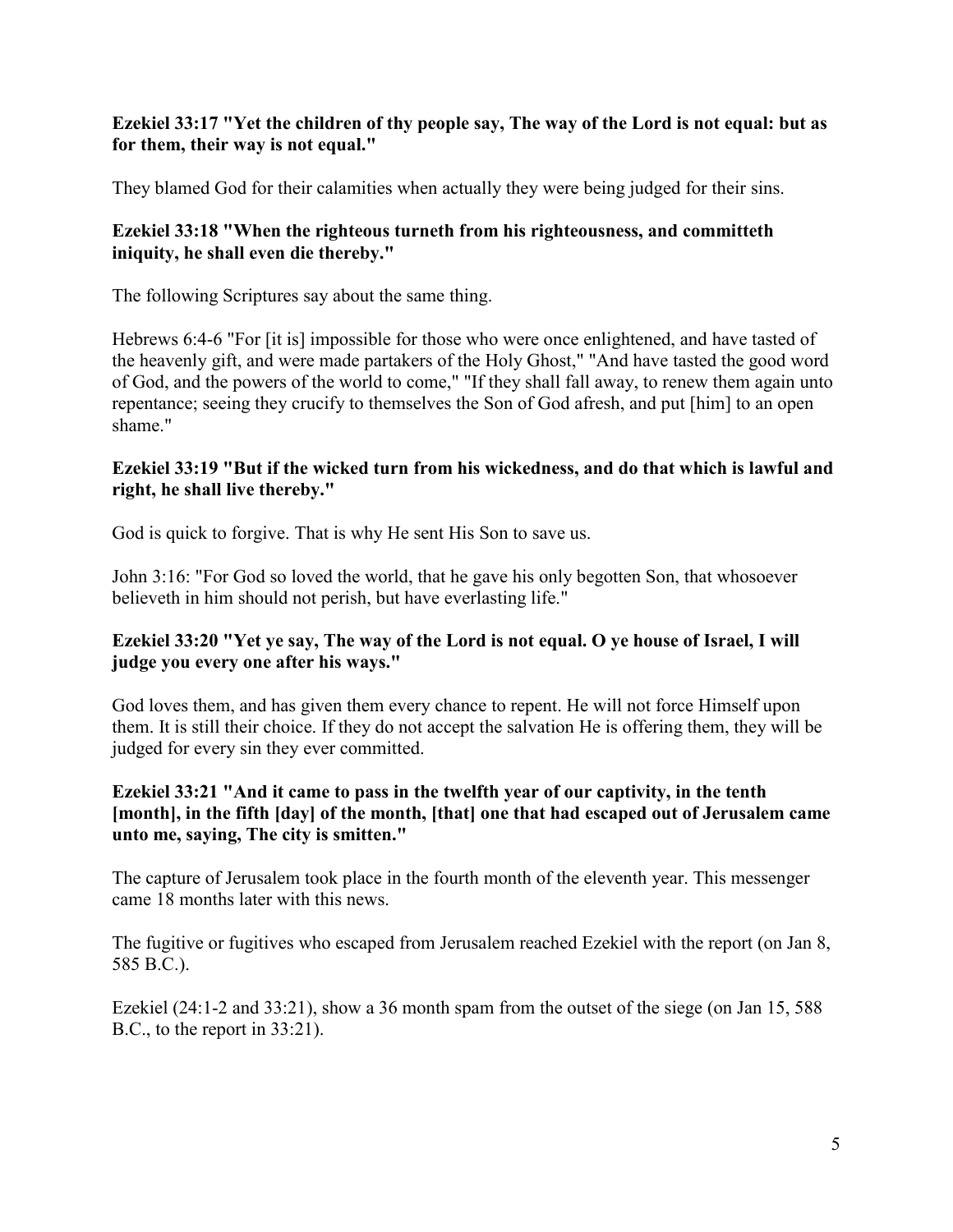**Ezekiel 33:17 "Yet the children of thy people say, The way of the Lord is not equal: but as for them, their way is not equal."**

They blamed God for their calamities when actually they were being judged for their sins.

**Ezekiel 33:18 "When the righteous turneth from his righteousness, and committeth iniquity, he shall even die thereby."**

The following Scriptures say about the same thing.

Hebrews 6:4-6 "For [it is] impossible for those who were once enlightened, and have tasted of the heavenly gift, and were made partakers of the Holy Ghost," "And have tasted the good word of God, and the powers of the world to come," "If they shall fall away, to renew them again unto repentance; seeing they crucify to themselves the Son of God afresh, and put [him] to an open shame."

**Ezekiel 33:19 "But if the wicked turn from his wickedness, and do that which is lawful and right, he shall live thereby."**

God is quick to forgive. That is why He sent His Son to save us.

John 3:16: "For God so loved the world, that he gave his only begotten Son, that whosoever believeth in him should not perish, but have everlasting life."

**Ezekiel 33:20 "Yet ye say, The way of the Lord is not equal. O ye house of Israel, I will judge you every one after his ways."**

God loves them, and has given them every chance to repent. He will not force Himself upon them. It is still their choice. If they do not accept the salvation He is offering them, they will be judged for every sin they ever committed.

**Ezekiel 33:21 "And it came to pass in the twelfth year of our captivity, in the tenth [month], in the fifth [day] of the month, [that] one that had escaped out of Jerusalem came unto me, saying, The city is smitten."**

The capture of Jerusalem took place in the fourth month of the eleventh year. This messenger came 18 months later with this news.

The fugitive or fugitives who escaped from Jerusalem reached Ezekiel with the report (on Jan 8, 585 B.C.).

Ezekiel (24:1-2 and 33:21), show a 36 month spam from the outset of the siege (on Jan 15, 588 B.C., to the report in 33:21).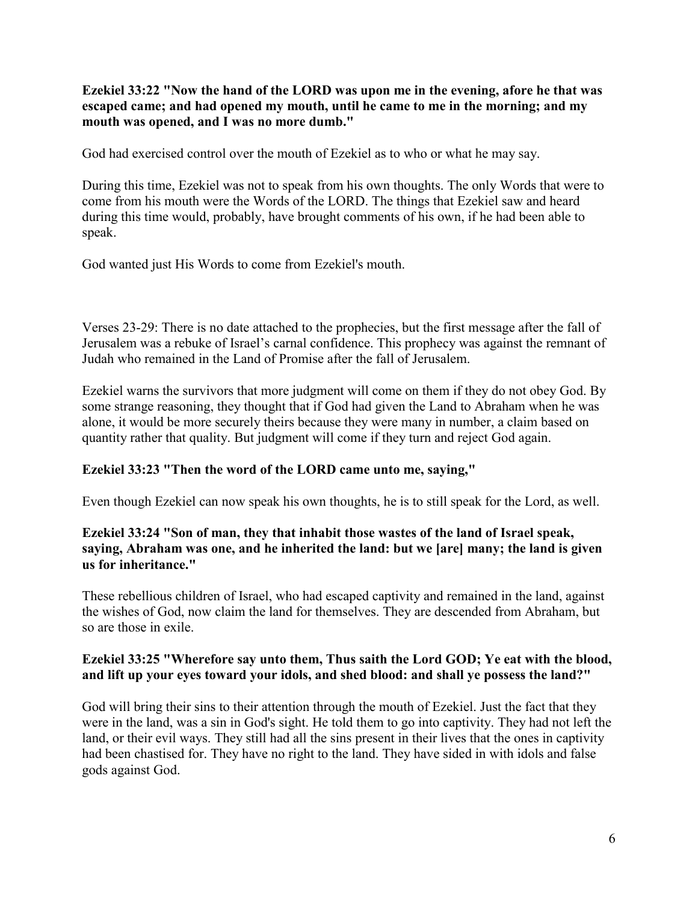**Ezekiel 33:22 "Now the hand of the LORD was upon me in the evening, afore he that was escaped came; and had opened my mouth, until he came to me in the morning; and my mouth was opened, and I was no more dumb."**

God had exercised control over the mouth of Ezekiel as to who or what he may say.

During this time, Ezekiel was not to speak from his own thoughts. The only Words that were to come from his mouth were the Words of the LORD. The things that Ezekiel saw and heard during this time would, probably, have brought comments of his own, if he had been able to speak.

God wanted just His Words to come from Ezekiel's mouth.

Verses 23-29: There is no date attached to the prophecies, but the first message after the fall of Jerusalem was a rebuke of Israel's carnal confidence. This prophecy was against the remnant of Judah who remained in the Land of Promise after the fall of Jerusalem.

Ezekiel warns the survivors that more judgment will come on them if they do not obey God. By some strange reasoning, they thought that if God had given the Land to Abraham when he was alone, it would be more securely theirs because they were many in number, a claim based on quantity rather that quality. But judgment will come if they turn and reject God again.

**Ezekiel 33:23 "Then the word of the LORD came unto me, saying,"**

Even though Ezekiel can now speak his own thoughts, he is to still speak for the Lord, as well.

**Ezekiel 33:24 "Son of man, they that inhabit those wastes of the land of Israel speak, saying, Abraham was one, and he inherited the land: but we [are] many; the land is given us for inheritance."**

These rebellious children of Israel, who had escaped captivity and remained in the land, against the wishes of God, now claim the land for themselves. They are descended from Abraham, but so are those in exile.

**Ezekiel 33:25 "Wherefore say unto them, Thus saith the Lord GOD; Ye eat with the blood, and lift up your eyes toward your idols, and shed blood: and shall ye possess the land?"**

God will bring their sins to their attention through the mouth of Ezekiel. Just the fact that they were in the land, was a sin in God's sight. He told them to go into captivity. They had not left the land, or their evil ways. They still had all the sins present in their lives that the ones in captivity had been chastised for. They have no right to the land. They have sided in with idols and false gods against God.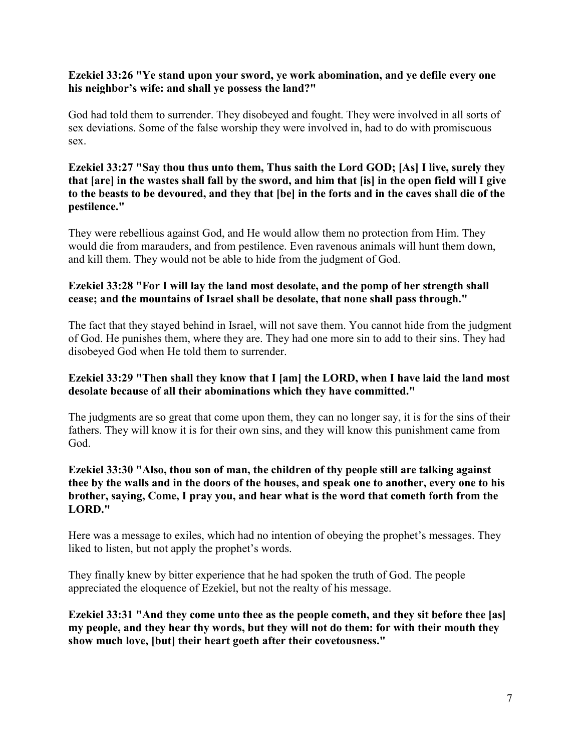**Ezekiel 33:26 "Ye stand upon your sword, ye work abomination, and ye defile every one his neighbor's wife: and shall ye possess the land?"**

God had told them to surrender. They disobeyed and fought. They were involved in all sorts of sex deviations. Some of the false worship they were involved in, had to do with promiscuous sex.

**Ezekiel 33:27 "Say thou thus unto them, Thus saith the Lord GOD; [As] I live, surely they that [are] in the wastes shall fall by the sword, and him that [is] in the open field will I give to the beasts to be devoured, and they that [be] in the forts and in the caves shall die of the pestilence."**

They were rebellious against God, and He would allow them no protection from Him. They would die from marauders, and from pestilence. Even ravenous animals will hunt them down, and kill them. They would not be able to hide from the judgment of God.

**Ezekiel 33:28 "For I will lay the land most desolate, and the pomp of her strength shall cease; and the mountains of Israel shall be desolate, that none shall pass through."**

The fact that they stayed behind in Israel, will not save them. You cannot hide from the judgment of God. He punishes them, where they are. They had one more sin to add to their sins. They had disobeyed God when He told them to surrender.

**Ezekiel 33:29 "Then shall they know that I [am] the LORD, when I have laid the land most desolate because of all their abominations which they have committed."**

The judgments are so great that come upon them, they can no longer say, it is for the sins of their fathers. They will know it is for their own sins, and they will know this punishment came from God.

**Ezekiel 33:30 "Also, thou son of man, the children of thy people still are talking against thee by the walls and in the doors of the houses, and speak one to another, every one to his brother, saying, Come, I pray you, and hear what is the word that cometh forth from the LORD."**

Here was a message to exiles, which had no intention of obeying the prophet's messages. They liked to listen, but not apply the prophet's words.

They finally knew by bitter experience that he had spoken the truth of God. The people appreciated the eloquence of Ezekiel, but not the realty of his message.

**Ezekiel 33:31 "And they come unto thee as the people cometh, and they sit before thee [as] my people, and they hear thy words, but they will not do them: for with their mouth they show much love, [but] their heart goeth after their covetousness."**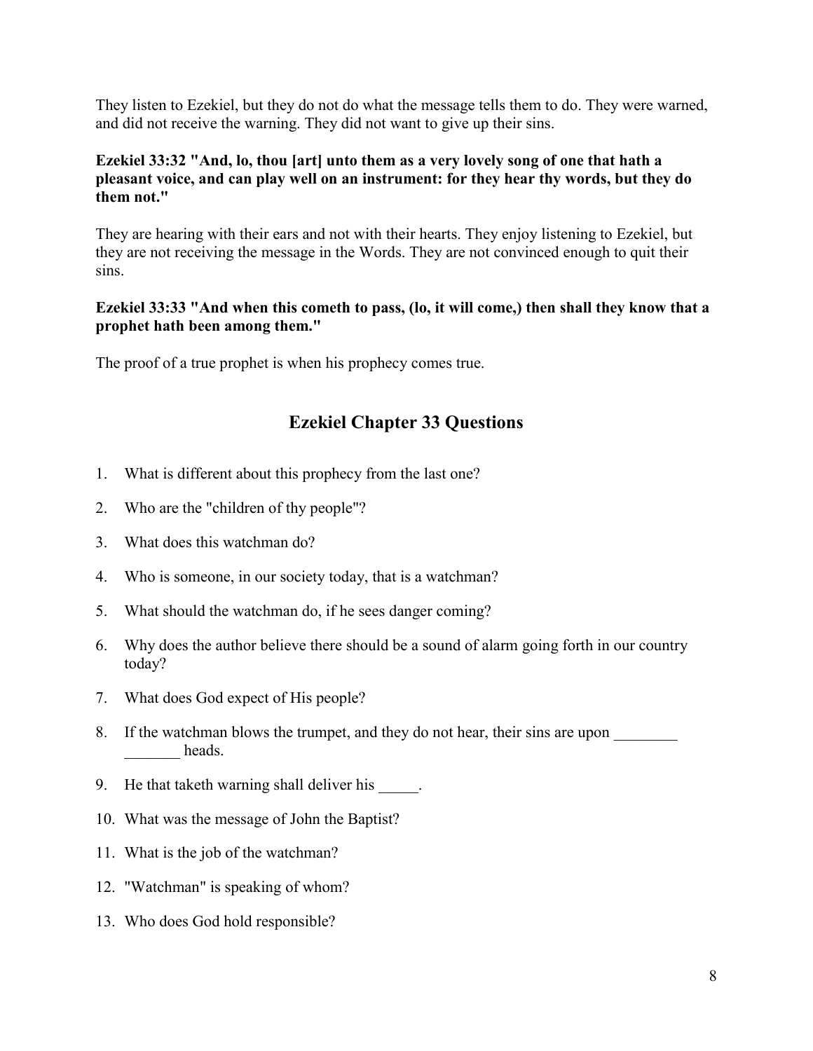They listen to Ezekiel, but they do not do what the message tells them to do. They were warned, and did not receive the warning. They did not want to give up their sins.

**Ezekiel 33:32 "And, lo, thou [art] unto them as a very lovely song of one that hath a pleasant voice, and can play well on an instrument: for they hear thy words, but they do them not."**

They are hearing with their ears and not with their hearts. They enjoy listening to Ezekiel, but they are not receiving the message in the Words. They are not convinced enough to quit their sins.

**Ezekiel 33:33 "And when this cometh to pass, (lo, it will come,) then shall they know that a prophet hath been among them."**

The proof of a true prophet is when his prophecy comes true.

## Ezekiel Chapter 33 Questions

1. What is different about this prophecy from the last one?
2. Who are the "children of thy people"?
3. What does this watchman do?
4. Who is someone, in our society today, that is a watchman?
5. What should the watchman do, if he sees danger coming?
6. Why does the author believe there should be a sound of alarm going forth in our country today?
7. What does God expect of His people?
8. If the watchman blows the trumpet, and they do not hear, their sins are upon ________ _______ heads.
9. He that taketh warning shall deliver his _____.
10. What was the message of John the Baptist?
11. What is the job of the watchman?
12. "Watchman" is speaking of whom?
13. Who does God hold responsible?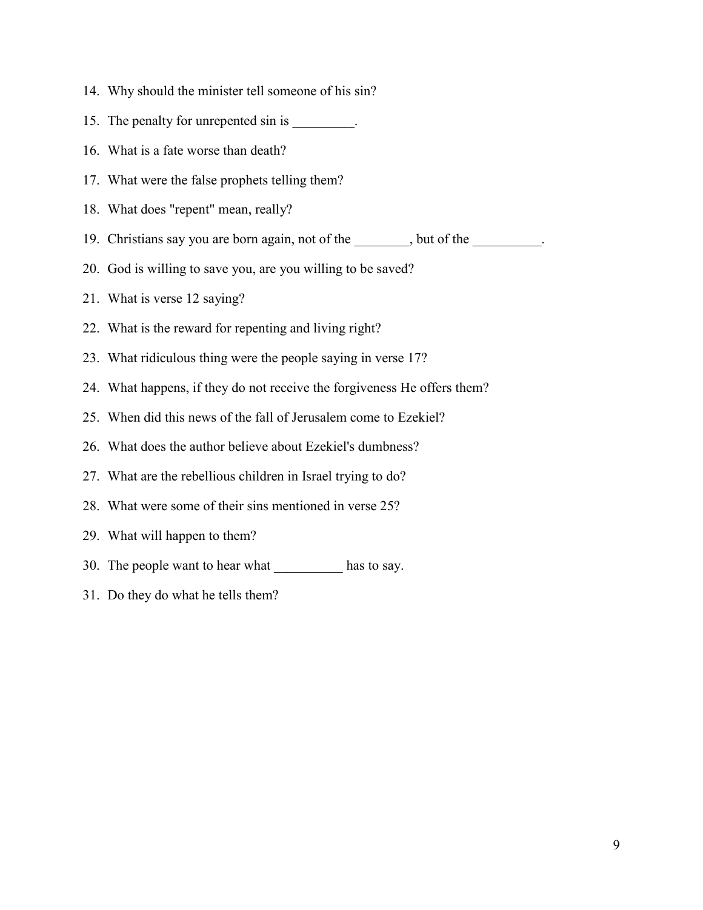14. Why should the minister tell someone of his sin?
15. The penalty for unrepented sin is _________.
16. What is a fate worse than death?
17. What were the false prophets telling them?
18. What does "repent" mean, really?
19. Christians say you are born again, not of the ________, but of the __________.
20. God is willing to save you, are you willing to be saved?
21. What is verse 12 saying?
22. What is the reward for repenting and living right?
23. What ridiculous thing were the people saying in verse 17?
24. What happens, if they do not receive the forgiveness He offers them?
25. When did this news of the fall of Jerusalem come to Ezekiel?
26. What does the author believe about Ezekiel's dumbness?
27. What are the rebellious children in Israel trying to do?
28. What were some of their sins mentioned in verse 25?
29. What will happen to them?
30. The people want to hear what __________ has to say.
31. Do they do what he tells them?